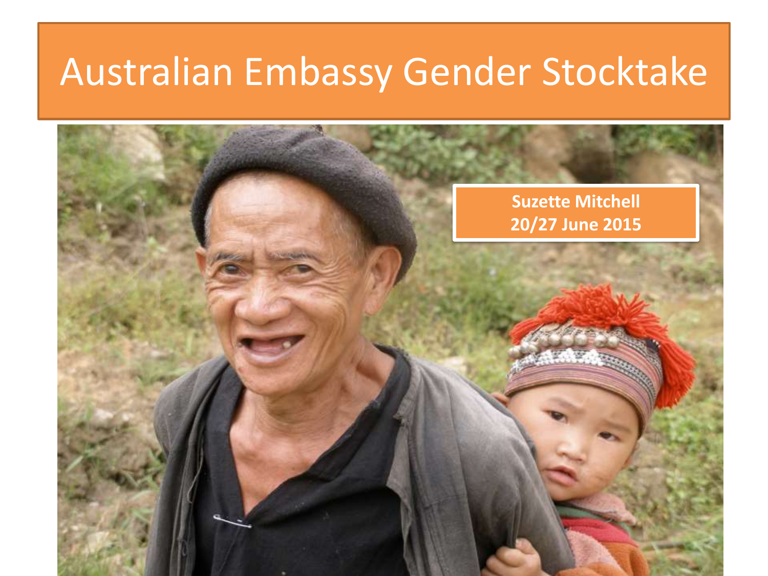# Australian Embassy Gender Stocktake

**Suzette Mitchell**
**20/27 June 2015**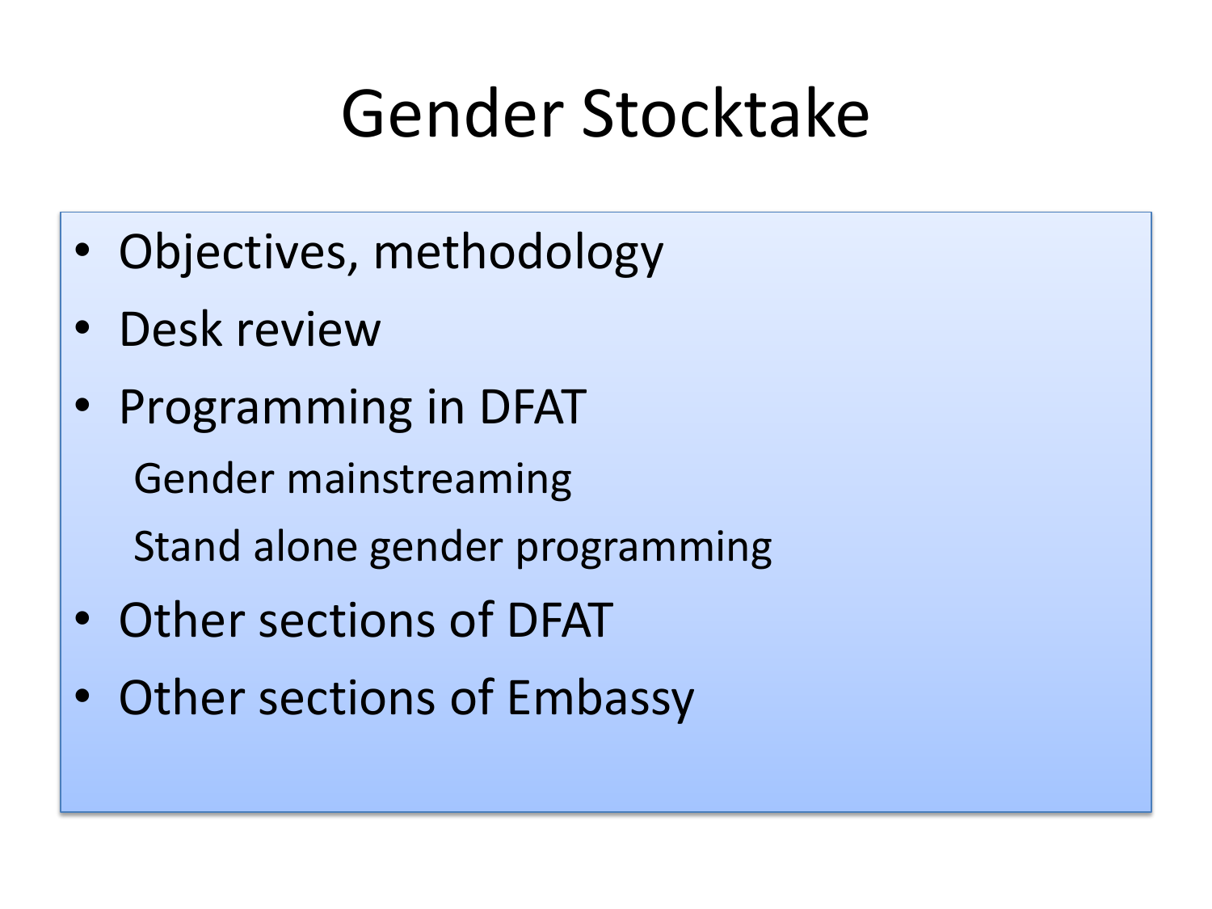# Gender Stocktake

- Objectives, methodology
- Desk review
- Programming in DFAT
  - Gender mainstreaming
  - Stand alone gender programming
- Other sections of DFAT
- Other sections of Embassy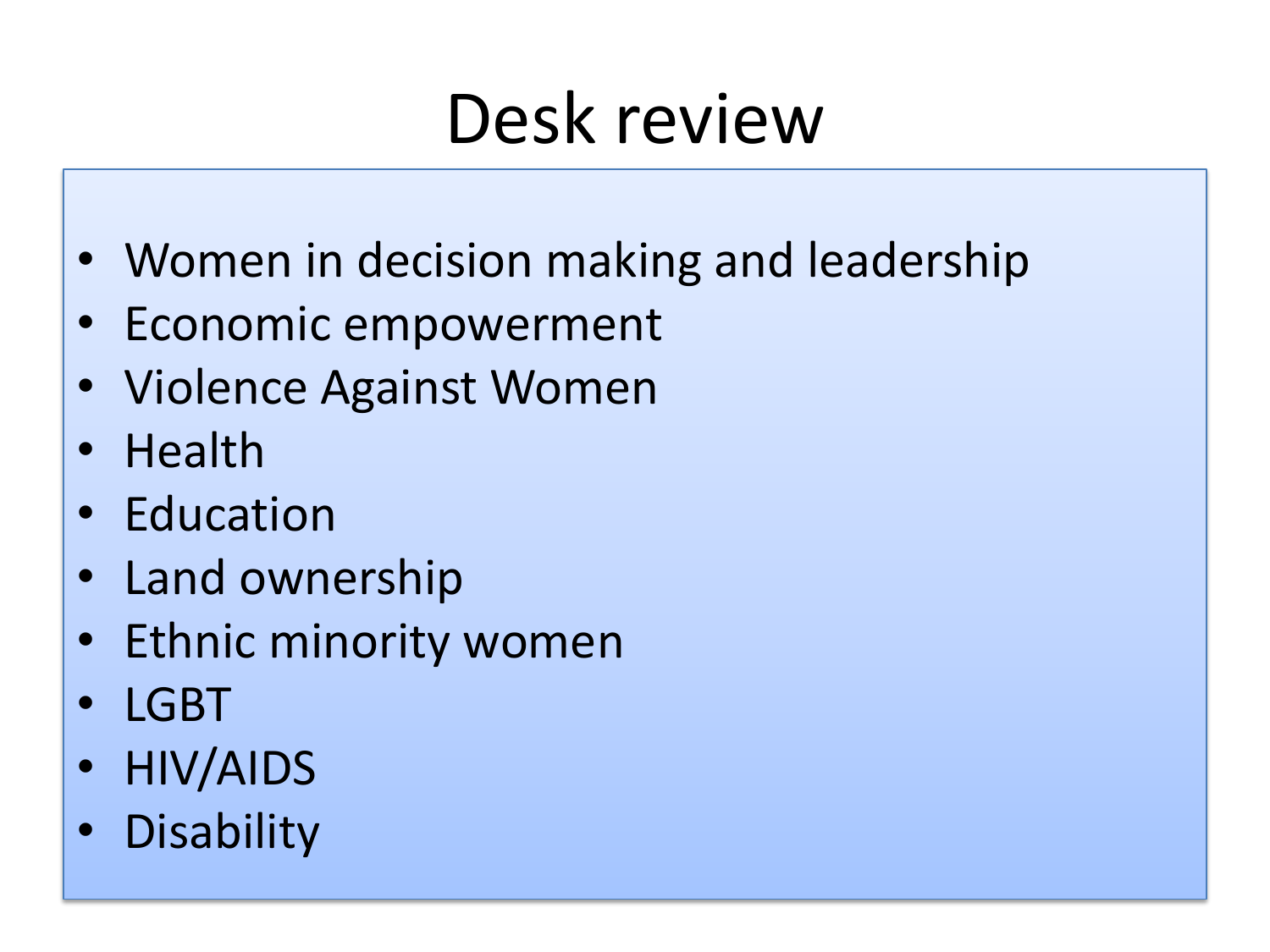# Desk review

- Women in decision making and leadership
- Economic empowerment
- Violence Against Women
- Health
- Education
- Land ownership
- Ethnic minority women
- LGBT
- HIV/AIDS
- Disability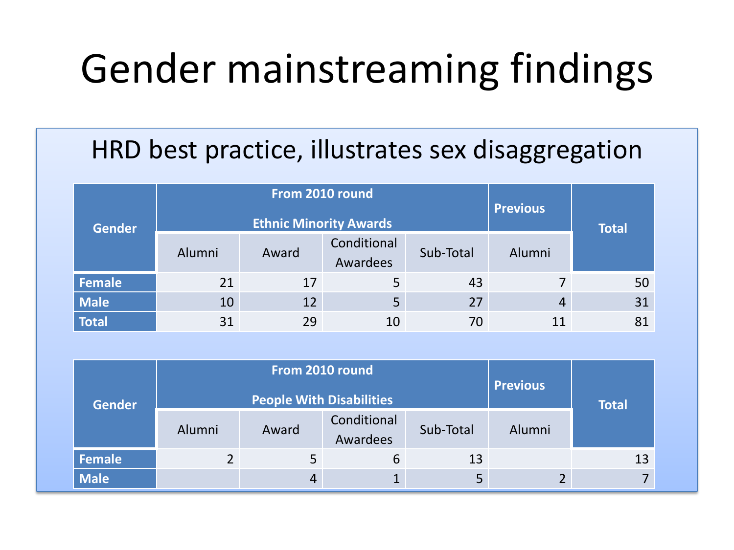# Gender mainstreaming findings

## HRD best practice, illustrates sex disaggregation

| Gender | From 2010 round Ethnic Minority Awards | | | | Previous | Total |
|---|---|---|---|---|---|---|
| | Alumni | Award | Conditional Awardees | Sub-Total | Alumni | |
| **Female** | 21 | 17 | 5 | 43 | 7 | 50 |
| **Male** | 10 | 12 | 5 | 27 | 4 | 31 |
| **Total** | 31 | 29 | 10 | 70 | 11 | 81 |

| Gender | From 2010 round People With Disabilities | | | | Previous | Total |
|---|---|---|---|---|---|---|
| | Alumni | Award | Conditional Awardees | Sub-Total | Alumni | |
| **Female** | 2 | 5 | 6 | 13 | | 13 |
| **Male** | | 4 | 1 | 5 | 2 | 7 |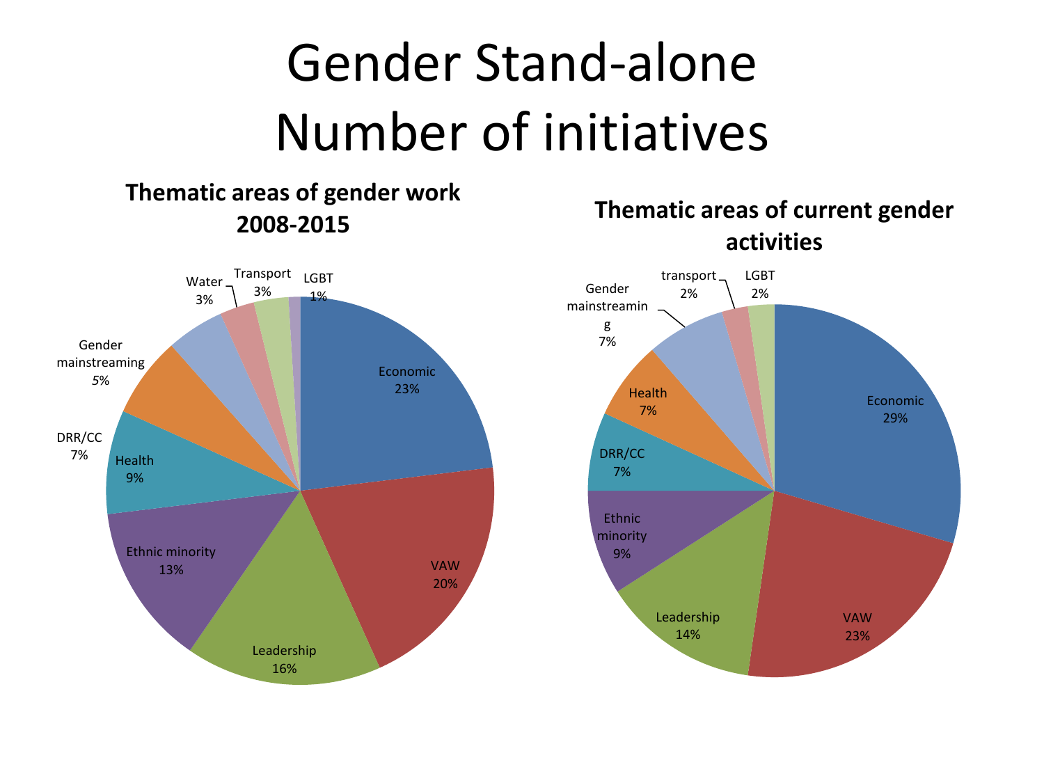# Gender Stand-alone Number of initiatives

### Thematic areas of gender work 2008-2015

| Thematic area | Share |
|---|---|
| Economic | 23% |
| VAW | 20% |
| Leadership | 16% |
| Ethnic minority | 13% |
| Health | 9% |
| DRR/CC | 7% |
| Gender mainstreaming | *5%* |
| Water | 3% |
| Transport | 3% |
| LGBT | 1% |

### Thematic areas of current gender activities

| Thematic area | Share |
|---|---|
| Economic | 29% |
| VAW | 23% |
| Leadership | 14% |
| Ethnic minority | 9% |
| DRR/CC | 7% |
| Health | 7% |
| Gender mainstreaming | 7% |
| transport | 2% |
| LGBT | 2% |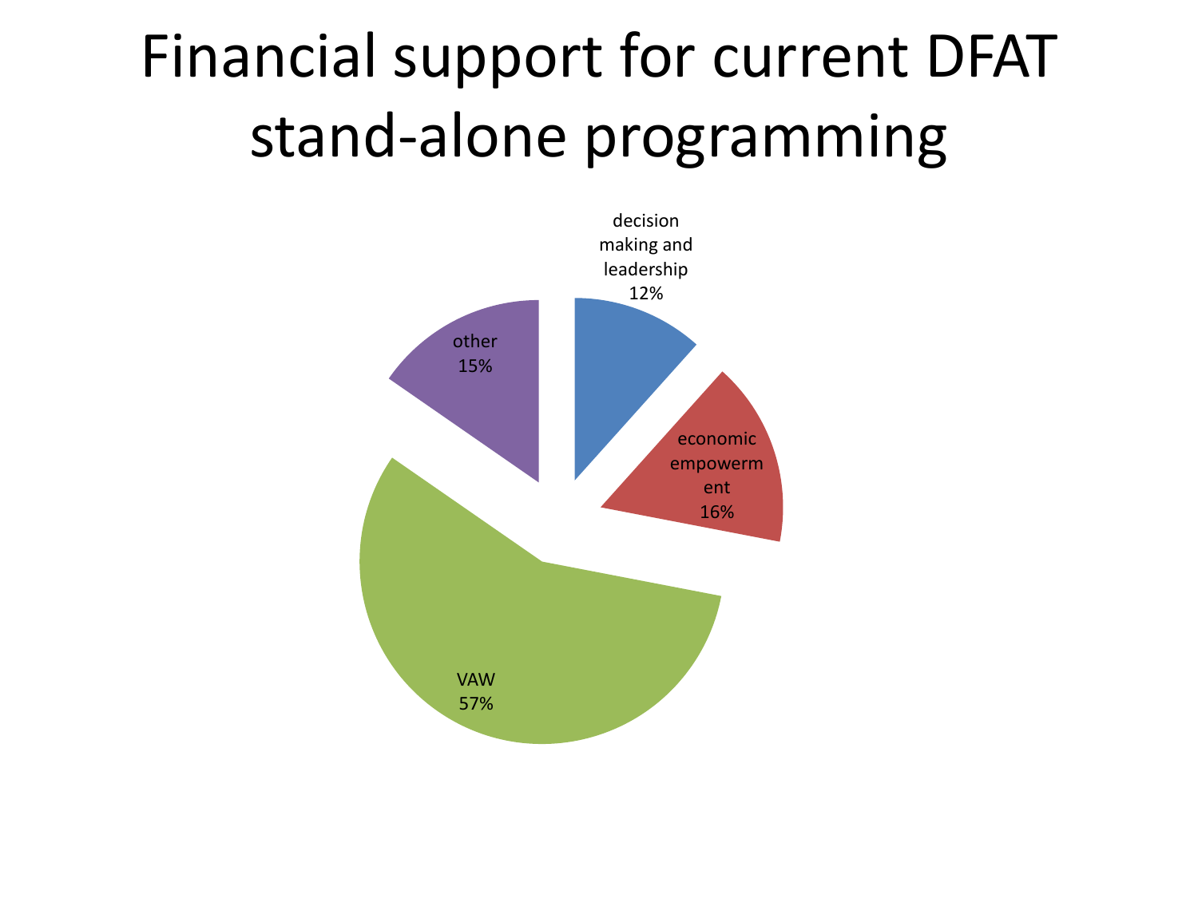# Financial support for current DFAT stand-alone programming

decision making and leadership 12%

economic empowerment 16%

VAW 57%

other 15%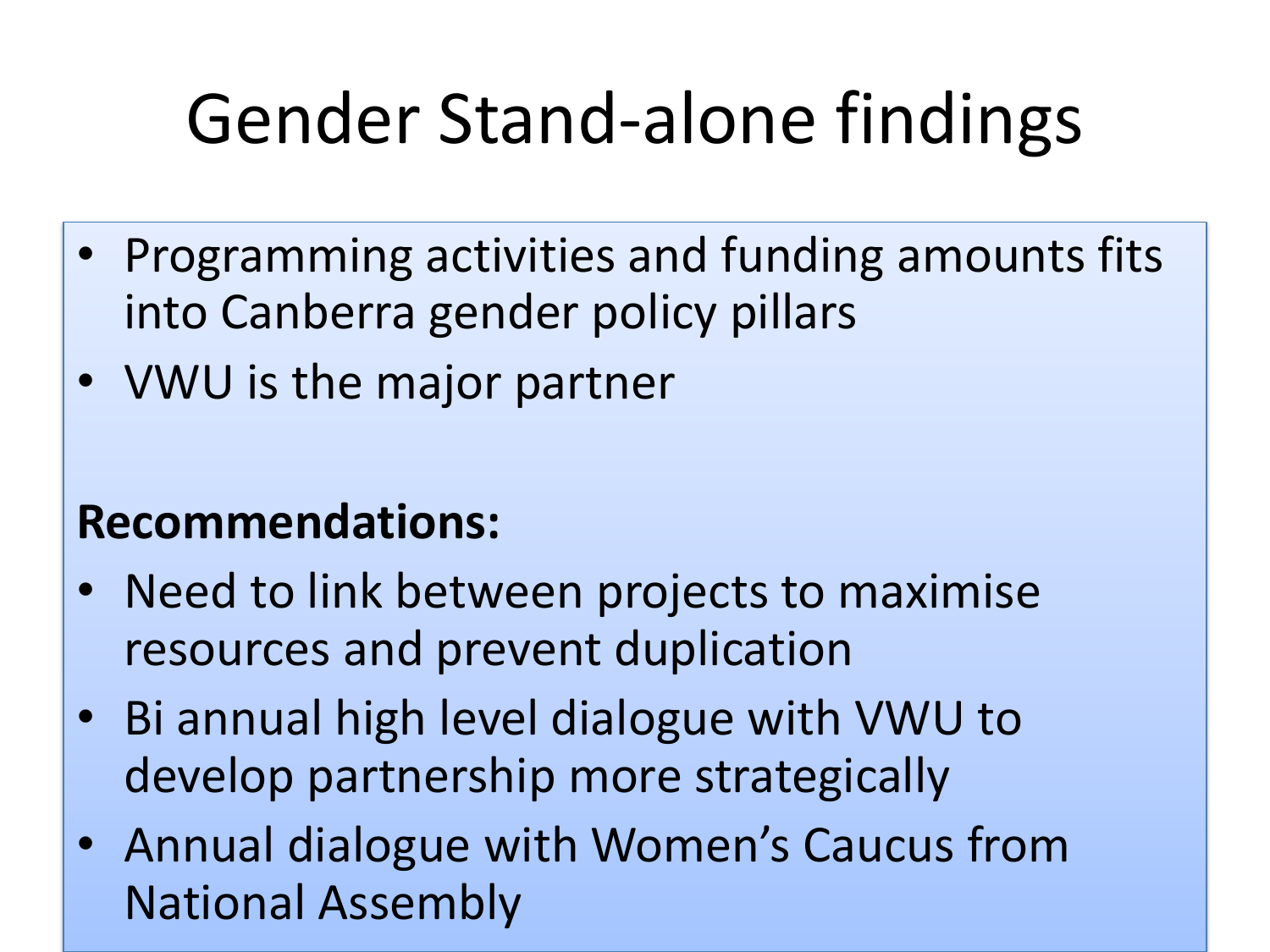# Gender Stand-alone findings

- Programming activities and funding amounts fits into Canberra gender policy pillars
- VWU is the major partner

**Recommendations:**

- Need to link between projects to maximise resources and prevent duplication
- Bi annual high level dialogue with VWU to develop partnership more strategically
- Annual dialogue with Women's Caucus from National Assembly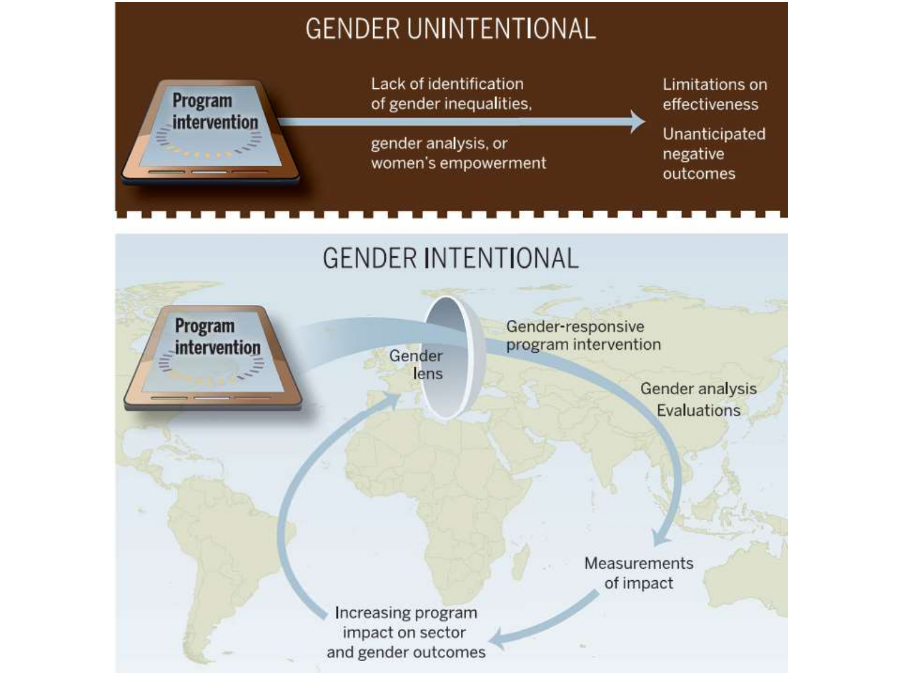## GENDER UNINTENTIONAL

Program intervention

Lack of identification of gender inequalities, gender analysis, or women's empowerment

Limitations on effectiveness

Unanticipated negative outcomes

## GENDER INTENTIONAL

Program intervention

Gender lens

Gender-responsive program intervention

Gender analysis

Evaluations

Measurements of impact

Increasing program impact on sector and gender outcomes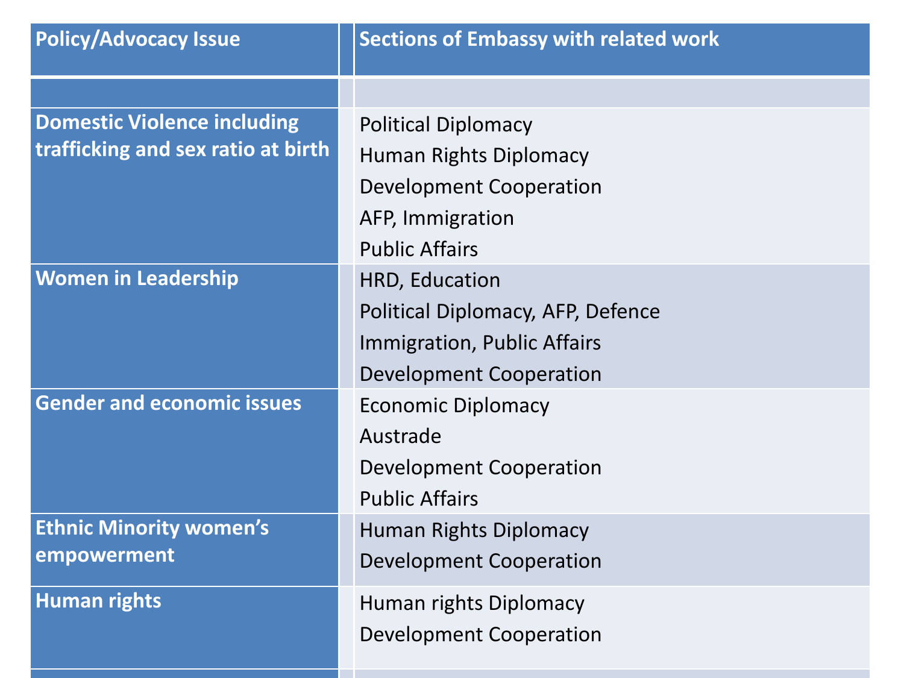| Policy/Advocacy Issue | Sections of Embassy with related work |
|---|---|
| | |
| **Domestic Violence including trafficking and sex ratio at birth** | Political Diplomacy<br>Human Rights Diplomacy<br>Development Cooperation<br>AFP, Immigration<br>Public Affairs |
| **Women in Leadership** | HRD, Education<br>Political Diplomacy, AFP, Defence<br>Immigration, Public Affairs<br>Development Cooperation |
| **Gender and economic issues** | Economic Diplomacy<br>Austrade<br>Development Cooperation<br>Public Affairs |
| **Ethnic Minority women's empowerment** | Human Rights Diplomacy<br>Development Cooperation |
| **Human rights** | Human rights Diplomacy<br>Development Cooperation |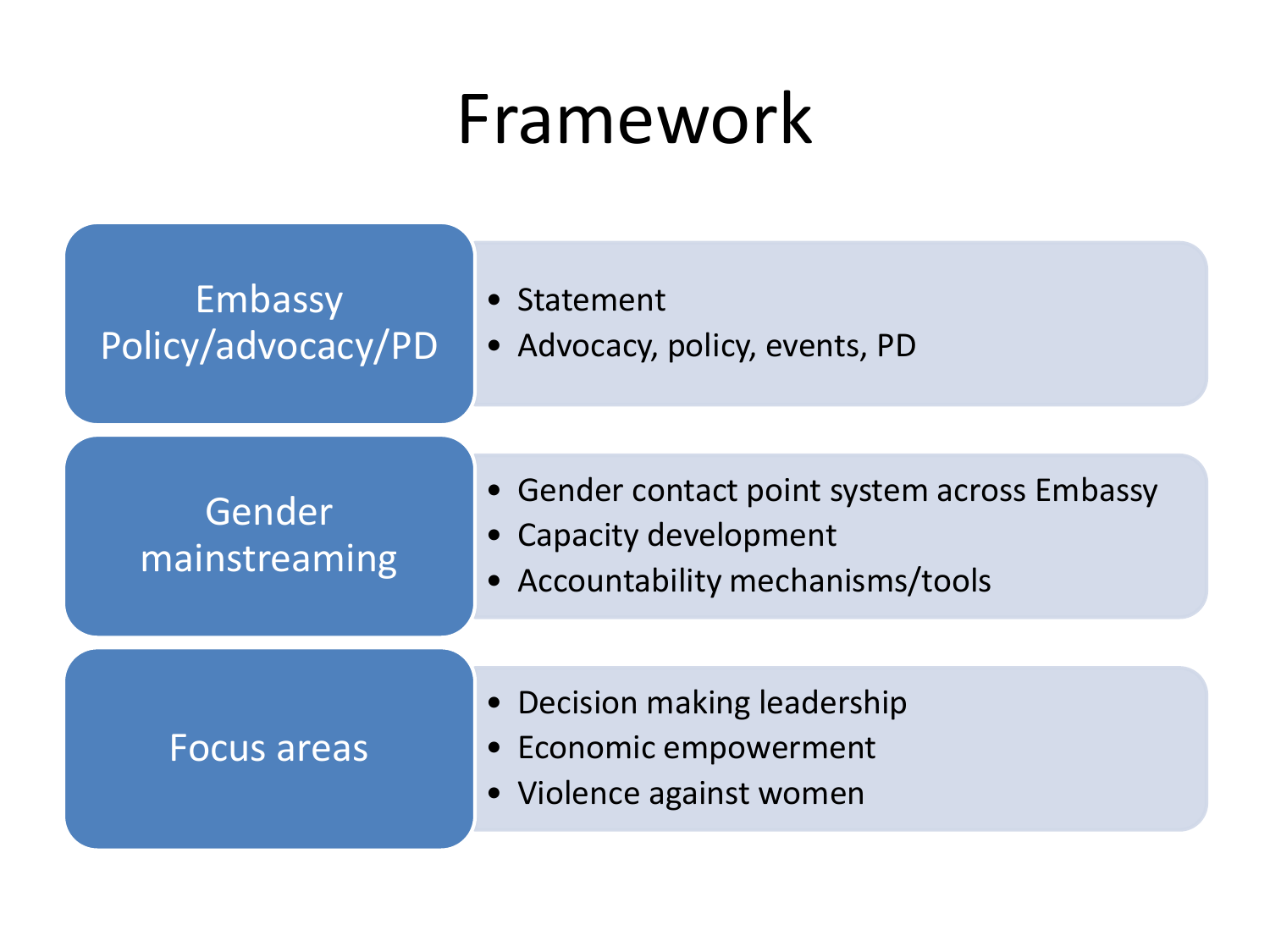# Framework

| | |
|---|---|
| Embassy Policy/advocacy/PD | • Statement<br>• Advocacy, policy, events, PD |
| Gender mainstreaming | • Gender contact point system across Embassy<br>• Capacity development<br>• Accountability mechanisms/tools |
| Focus areas | • Decision making leadership<br>• Economic empowerment<br>• Violence against women |